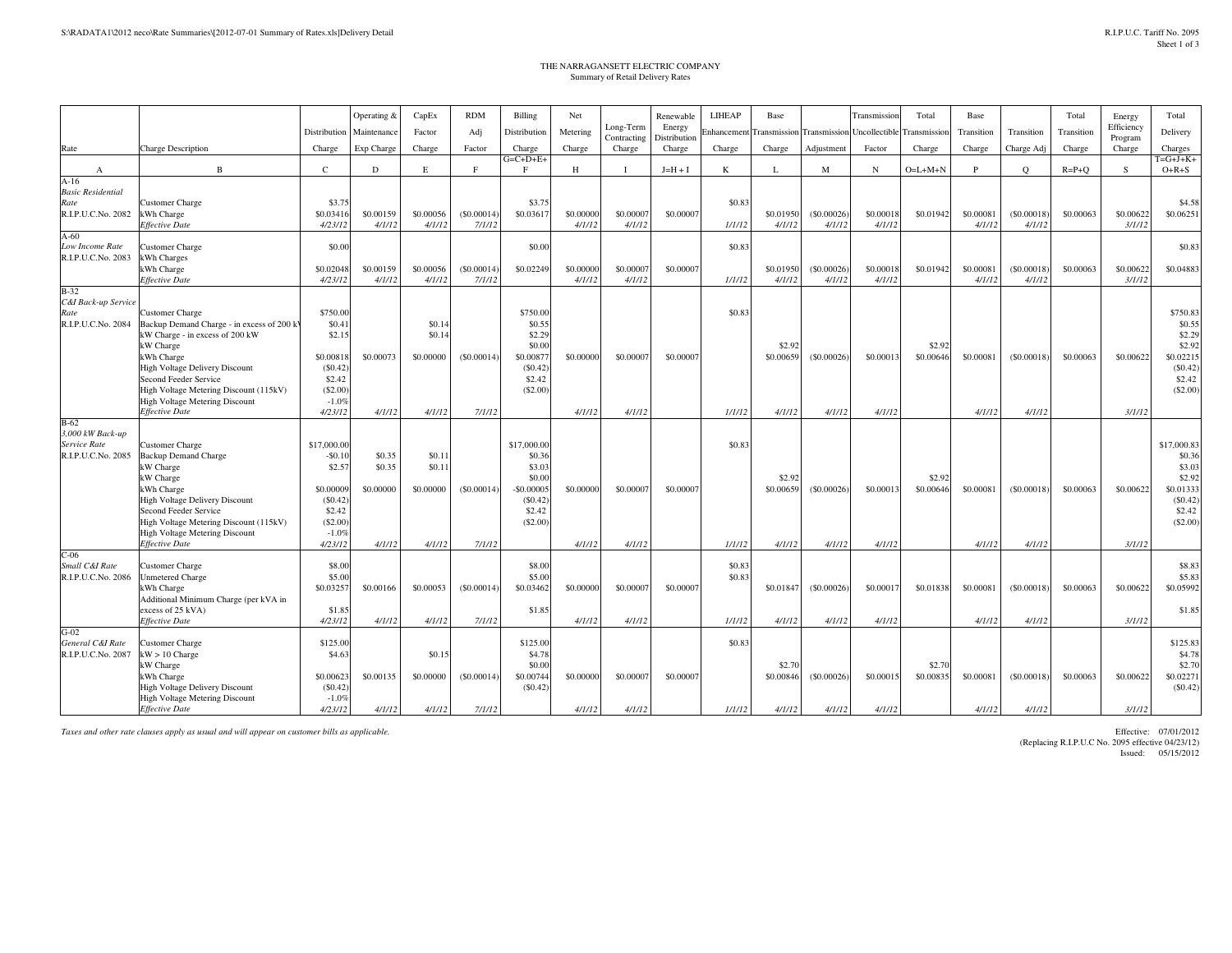THE NARRAGANSETT ELECTRIC COMPANY
Summary of Retail Delivery Rates

| Rate | Charge Description | Distribution Charge | Operating & Maintenance Exp Charge | CapEx Factor Charge | RDM Adj Factor | Billing Distribution Charge | Net Metering Charge | Long-Term Contracting Charge | Renewable Energy Distribution Charge | LIHEAP Enhancement Charge | Base Transmission Charge | Transmission Adjustment | Transmission Uncollectible Factor | Total Transmission Charge | Base Transition Charge | Transition Charge Adj | Total Transition Charge | Energy Efficiency Program Charge | Total Delivery Charges |
|---|---|---|---|---|---|---|---|---|---|---|---|---|---|---|---|---|---|---|---|
| | | | | | | G=C+D+E+F | | | J=H + I | | | | | | | | | | T=G+J+K+O+R+S |
| A | B | C | D | E | F | G | H | I | J=H + I | K | L | M | N | O=L+M+N | P | Q | R=P+Q | S | |
| A-16 | | | | | | | | | | | | | | | | | | | |
| *Basic Residential Rate* | Customer Charge | $3.75 | | | | $3.75 | | | | $0.83 | | | | | | | | | $4.58 |
| R.I.P.U.C.No. 2082 | kWh Charge | $0.03416 | $0.00159 | $0.00056 | ($0.00014) | $0.03617 | $0.00000 | $0.00007 | $0.00007 | | $0.01950 | ($0.00026) | $0.00018 | $0.01942 | $0.00081 | ($0.00018) | $0.00063 | $0.00622 | $0.06251 |
| | *Effective Date* | *4/23/12* | *4/1/12* | *4/1/12* | *7/1/12* | | *4/1/12* | *4/1/12* | | *1/1/12* | *4/1/12* | *4/1/12* | *4/1/12* | | *4/1/12* | *4/1/12* | | *3/1/12* | |
| A-60 | | | | | | | | | | | | | | | | | | | |
| *Low Income Rate* | Customer Charge | $0.00 | | | | $0.00 | | | | $0.83 | | | | | | | | | $0.83 |
| R.I.P.U.C.No. 2083 | kWh Charges | | | | | | | | | | | | | | | | | | |
| | kWh Charge | $0.02048 | $0.00159 | $0.00056 | ($0.00014) | $0.02249 | $0.00000 | $0.00007 | $0.00007 | | $0.01950 | ($0.00026) | $0.00018 | $0.01942 | $0.00081 | ($0.00018) | $0.00063 | $0.00622 | $0.04883 |
| | *Effective Date* | *4/23/12* | *4/1/12* | *4/1/12* | *7/1/12* | | *4/1/12* | *4/1/12* | | *1/1/12* | *4/1/12* | *4/1/12* | *4/1/12* | | *4/1/12* | *4/1/12* | | *3/1/12* | |
| B-32 | | | | | | | | | | | | | | | | | | | |
| *C&I Back-up Service Rate* | Customer Charge | $750.00 | | | | $750.00 | | | | $0.83 | | | | | | | | | $750.83 |
| R.I.P.U.C.No. 2084 | Backup Demand Charge - in excess of 200 kW | $0.41 | | $0.14 | | $0.55 | | | | | | | | | | | | | $0.55 |
| | kW Charge - in excess of 200 kW | $2.15 | | $0.14 | | $2.29 | | | | | | | | | | | | | $2.29 |
| | kW Charge | | | | | $0.00 | | | | | $2.92 | | | $2.92 | | | | | $2.92 |
| | kWh Charge | $0.00818 | $0.00073 | $0.00000 | ($0.00014) | $0.00877 | $0.00000 | $0.00007 | $0.00007 | | $0.00659 | ($0.00026) | $0.00013 | $0.00646 | $0.00081 | ($0.00018) | $0.00063 | $0.00622 | $0.02215 |
| | High Voltage Delivery Discount | ($0.42) | | | | ($0.42) | | | | | | | | | | | | | ($0.42) |
| | Second Feeder Service | $2.42 | | | | $2.42 | | | | | | | | | | | | | $2.42 |
| | High Voltage Metering Discount (115kV) | ($2.00) | | | | ($2.00) | | | | | | | | | | | | | ($2.00) |
| | High Voltage Metering Discount | -1.0% | | | | | | | | | | | | | | | | | |
| | *Effective Date* | *4/23/12* | *4/1/12* | *4/1/12* | *7/1/12* | | *4/1/12* | *4/1/12* | | *1/1/12* | *4/1/12* | *4/1/12* | *4/1/12* | | *4/1/12* | *4/1/12* | | *3/1/12* | |
| B-62 | | | | | | | | | | | | | | | | | | | |
| *3,000 kW Back-up Service Rate* | Customer Charge | $17,000.00 | | | | $17,000.00 | | | | $0.83 | | | | | | | | | $17,000.83 |
| R.I.P.U.C.No. 2085 | Backup Demand Charge | -$0.10 | $0.35 | $0.11 | | $0.36 | | | | | | | | | | | | | $0.36 |
| | kW Charge | $2.57 | $0.35 | $0.11 | | $3.03 | | | | | | | | | | | | | $3.03 |
| | kW Charge | | | | | $0.00 | | | | | $2.92 | | | $2.92 | | | | | $2.92 |
| | kWh Charge | $0.00009 | $0.00000 | $0.00000 | ($0.00014) | -$0.00005 | $0.00000 | $0.00007 | $0.00007 | | $0.00659 | ($0.00026) | $0.00013 | $0.00646 | $0.00081 | ($0.00018) | $0.00063 | $0.00622 | $0.01333 |
| | High Voltage Delivery Discount | ($0.42) | | | | ($0.42) | | | | | | | | | | | | | ($0.42) |
| | Second Feeder Service | $2.42 | | | | $2.42 | | | | | | | | | | | | | $2.42 |
| | High Voltage Metering Discount (115kV) | ($2.00) | | | | ($2.00) | | | | | | | | | | | | | ($2.00) |
| | High Voltage Metering Discount | -1.0% | | | | | | | | | | | | | | | | | |
| | *Effective Date* | *4/23/12* | *4/1/12* | *4/1/12* | *7/1/12* | | *4/1/12* | *4/1/12* | | *1/1/12* | *4/1/12* | *4/1/12* | *4/1/12* | | *4/1/12* | *4/1/12* | | *3/1/12* | |
| C-06 | | | | | | | | | | | | | | | | | | | |
| *Small C&I Rate* | Customer Charge | $8.00 | | | | $8.00 | | | | $0.83 | | | | | | | | | $8.83 |
| R.I.P.U.C.No. 2086 | Unmetered Charge | $5.00 | | | | $5.00 | | | | $0.83 | | | | | | | | | $5.83 |
| | kWh Charge | $0.03257 | $0.00166 | $0.00053 | ($0.00014) | $0.03462 | $0.00000 | $0.00007 | $0.00007 | | $0.01847 | ($0.00026) | $0.00017 | $0.01838 | $0.00081 | ($0.00018) | $0.00063 | $0.00622 | $0.05992 |
| | Additional Minimum Charge (per kVA in excess of 25 kVA) | $1.85 | | | | $1.85 | | | | | | | | | | | | | $1.85 |
| | *Effective Date* | *4/23/12* | *4/1/12* | *4/1/12* | *7/1/12* | | *4/1/12* | *4/1/12* | | *1/1/12* | *4/1/12* | *4/1/12* | *4/1/12* | | *4/1/12* | *4/1/12* | | *3/1/12* | |
| G-02 | | | | | | | | | | | | | | | | | | | |
| *General C&I Rate* | Customer Charge | $125.00 | | | | $125.00 | | | | $0.83 | | | | | | | | | $125.83 |
| R.I.P.U.C.No. 2087 | kW > 10 Charge | $4.63 | | $0.15 | | $4.78 | | | | | | | | | | | | | $4.78 |
| | kW Charge | | | | | $0.00 | | | | | $2.70 | | | $2.70 | | | | | $2.70 |
| | kWh Charge | $0.00623 | $0.00135 | $0.00000 | ($0.00014) | $0.00744 | $0.00000 | $0.00007 | $0.00007 | | $0.00846 | ($0.00026) | $0.00015 | $0.00835 | $0.00081 | ($0.00018) | $0.00063 | $0.00622 | $0.02271 |
| | High Voltage Delivery Discount | ($0.42) | | | | ($0.42) | | | | | | | | | | | | | ($0.42) |
| | High Voltage Metering Discount | -1.0% | | | | | | | | | | | | | | | | | |
| | *Effective Date* | *4/23/12* | *4/1/12* | *4/1/12* | *7/1/12* | | *4/1/12* | *4/1/12* | | *1/1/12* | *4/1/12* | *4/1/12* | *4/1/12* | | *4/1/12* | *4/1/12* | | *3/1/12* | |

*Taxes and other rate clauses apply as usual and will appear on customer bills as applicable.*

Effective: 07/01/2012
(Replacing R.I.P.U.C No. 2095 effective 04/23/12)
Issued: 05/15/2012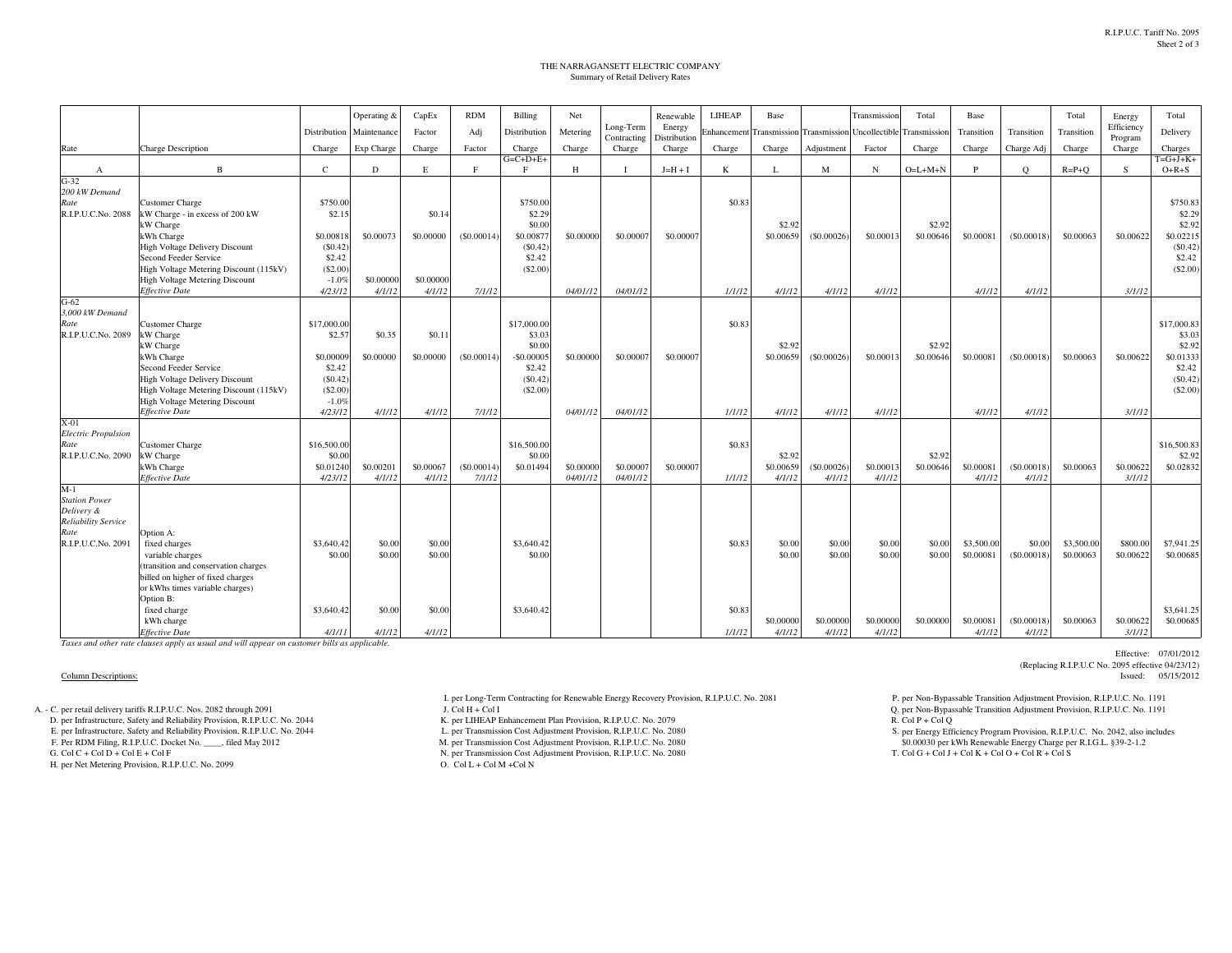THE NARRAGANSETT ELECTRIC COMPANY
Summary of Retail Delivery Rates

| Rate | Charge Description | Distribution Charge | Operating & Maintenance Exp Charge | CapEx Factor Charge | RDM Adj Factor | Billing Distribution Charge | Net Metering Charge | Long-Term Contracting Charge | Renewable Energy Distribution Charge | LIHEAP Enhancement Charge | Base Transmission Charge | Transmission Adjustment | Transmission Uncollectible Factor | Total Transmission Charge | Base Transition Charge | Transition Charge Adj | Total Transition Charge | Energy Efficiency Program Charge | Total Delivery Charges |
|---|---|---|---|---|---|---|---|---|---|---|---|---|---|---|---|---|---|---|---|
| | | | | | | G=C+D+E+F | | | | | | | | | | | | | T=G+J+K+O+R+S |
| A | B | C | D | E | F | | H | I | J=H + I | K | L | M | N | O=L+M+N | P | Q | R=P+Q | S | |
| G-32 | | | | | | | | | | | | | | | | | | | |
| *200 kW Demand* | | | | | | | | | | | | | | | | | | | |
| *Rate* | Customer Charge | $750.00 | | | | $750.00 | | | | $0.83 | | | | | | | | | $750.83 |
| R.I.P.U.C.No. 2088 | kW Charge - in excess of 200 kW | $2.15 | | $0.14 | | $2.29 | | | | | | | | | | | | | $2.29 |
| | kW Charge | | | | | $0.00 | | | | | $2.92 | | | $2.92 | | | | | $2.92 |
| | kWh Charge | $0.00818 | $0.00073 | $0.00000 | ($0.00014) | $0.00877 | $0.00000 | $0.00007 | $0.00007 | | $0.00659 | ($0.00026) | $0.00013 | $0.00646 | $0.00081 | ($0.00018) | $0.00063 | $0.00622 | $0.02215 |
| | High Voltage Delivery Discount | ($0.42) | | | | ($0.42) | | | | | | | | | | | | | ($0.42) |
| | Second Feeder Service | $2.42 | | | | $2.42 | | | | | | | | | | | | | $2.42 |
| | High Voltage Metering Discount (115kV) | ($2.00) | | | | ($2.00) | | | | | | | | | | | | | ($2.00) |
| | High Voltage Metering Discount | -1.0% | $0.00000 | $0.00000 | | | | | | | | | | | | | | | |
| | *Effective Date* | *4/23/12* | *4/1/12* | *4/1/12* | *7/1/12* | | *04/01/12* | *04/01/12* | | *1/1/12* | *4/1/12* | *4/1/12* | *4/1/12* | | *4/1/12* | *4/1/12* | | *3/1/12* | |
| G-62 | | | | | | | | | | | | | | | | | | | |
| *3,000 kW Demand* | | | | | | | | | | | | | | | | | | | |
| *Rate* | Customer Charge | $17,000.00 | | | | $17,000.00 | | | | $0.83 | | | | | | | | | $17,000.83 |
| R.I.P.U.C.No. 2089 | kW Charge | $2.57 | $0.35 | $0.11 | | $3.03 | | | | | | | | | | | | | $3.03 |
| | kW Charge | | | | | $0.00 | | | | | $2.92 | | | $2.92 | | | | | $2.92 |
| | kWh Charge | $0.00009 | $0.00000 | $0.00000 | ($0.00014) | -$0.00005 | $0.00000 | $0.00007 | $0.00007 | | $0.00659 | ($0.00026) | $0.00013 | $0.00646 | $0.00081 | ($0.00018) | $0.00063 | $0.00622 | $0.01333 |
| | Second Feeder Service | $2.42 | | | | $2.42 | | | | | | | | | | | | | $2.42 |
| | High Voltage Delivery Discount | ($0.42) | | | | ($0.42) | | | | | | | | | | | | | ($0.42) |
| | High Voltage Metering Discount (115kV) | ($2.00) | | | | ($2.00) | | | | | | | | | | | | | ($2.00) |
| | High Voltage Metering Discount | -1.0% | | | | | | | | | | | | | | | | | |
| | *Effective Date* | *4/23/12* | *4/1/12* | *4/1/12* | *7/1/12* | | *04/01/12* | *04/01/12* | | *1/1/12* | *4/1/12* | *4/1/12* | *4/1/12* | | *4/1/12* | *4/1/12* | | *3/1/12* | |
| X-01 | | | | | | | | | | | | | | | | | | | |
| *Electric Propulsion* | | | | | | | | | | | | | | | | | | | |
| *Rate* | Customer Charge | $16,500.00 | | | | $16,500.00 | | | | $0.83 | | | | | | | | | $16,500.83 |
| R.I.P.U.C.No. 2090 | kW Charge | $0.00 | | | | $0.00 | | | | | $2.92 | | | $2.92 | | | | | $2.92 |
| | kWh Charge | $0.01240 | $0.00201 | $0.00067 | ($0.00014) | $0.01494 | $0.00000 | $0.00007 | $0.00007 | | $0.00659 | ($0.00026) | $0.00013 | $0.00646 | $0.00081 | ($0.00018) | $0.00063 | $0.00622 | $0.02832 |
| | *Effective Date* | *4/23/12* | *4/1/12* | *4/1/12* | *7/1/12* | | *04/01/12* | *04/01/12* | | *1/1/12* | *4/1/12* | *4/1/12* | *4/1/12* | | *4/1/12* | *4/1/12* | | *3/1/12* | |
| M-1 | | | | | | | | | | | | | | | | | | | |
| *Station Power* | | | | | | | | | | | | | | | | | | | |
| *Delivery &* | | | | | | | | | | | | | | | | | | | |
| *Reliability Service* | | | | | | | | | | | | | | | | | | | |
| *Rate* | Option A: | | | | | | | | | | | | | | | | | | |
| R.I.P.U.C.No. 2091 | fixed charges | $3,640.42 | $0.00 | $0.00 | | $3,640.42 | | | | $0.83 | $0.00 | $0.00 | $0.00 | $0.00 | $3,500.00 | $0.00 | $3,500.00 | $800.00 | $7,941.25 |
| | variable charges | $0.00 | $0.00 | $0.00 | | $0.00 | | | | | $0.00 | $0.00 | $0.00 | $0.00 | $0.00081 | ($0.00018) | $0.00063 | $0.00622 | $0.00685 |
| | (transition and conservation charges | | | | | | | | | | | | | | | | | | |
| | billed on higher of fixed charges | | | | | | | | | | | | | | | | | | |
| | or kWhs times variable charges) | | | | | | | | | | | | | | | | | | |
| | Option B: | | | | | | | | | | | | | | | | | | |
| | fixed charge | $3,640.42 | $0.00 | $0.00 | | $3,640.42 | | | | $0.83 | | | | | | | | | $3,641.25 |
| | kWh charge | | | | | | | | | | $0.00000 | $0.00000 | $0.00000 | $0.00000 | $0.00081 | ($0.00018) | $0.00063 | $0.00622 | $0.00685 |
| | *Effective Date* | *4/1/11* | *4/1/12* | *4/1/12* | | | | | | *1/1/12* | *4/1/12* | *4/1/12* | *4/1/12* | | *4/1/12* | *4/1/12* | | *3/1/12* | |

*Taxes and other rate clauses apply as usual and will appear on customer bills as applicable.*

Effective: 07/01/2012
(Replacing R.I.P.U.C No. 2095 effective 04/23/12)
Issued: 05/15/2012

Column Descriptions:

A. - C. per retail delivery tariffs R.I.P.U.C. Nos. 2082 through 2091
D. per Infrastructure, Safety and Reliability Provision, R.I.P.U.C. No. 2044
E. per Infrastructure, Safety and Reliability Provision, R.I.P.U.C. No. 2044
F. Per RDM Filing, R.I.P.U.C. Docket No. ____, filed May 2012
G. Col C + Col D + Col E + Col F
H. per Net Metering Provision, R.I.P.U.C. No. 2099

I. per Long-Term Contracting for Renewable Energy Recovery Provision, R.I.P.U.C. No. 2081
J. Col H + Col I
K. per LIHEAP Enhancement Plan Provision, R.I.P.U.C. No. 2079
L. per Transmission Cost Adjustment Provision, R.I.P.U.C. No. 2080
M. per Transmission Cost Adjustment Provision, R.I.P.U.C. No. 2080
N. per Transmission Cost Adjustment Provision, R.I.P.U.C. No. 2080
O. Col L + Col M +Col N

P. per Non-Bypassable Transition Adjustment Provision, R.I.P.U.C. No. 1191
Q. per Non-Bypassable Transition Adjustment Provision, R.I.P.U.C. No. 1191
R. Col P + Col Q
S. per Energy Efficiency Program Provision, R.I.P.U.C. No. 2042, also includes $0.00030 per kWh Renewable Energy Charge per R.I.G.L. §39-2-1.2
T. Col G + Col J + Col K + Col O + Col R + Col S